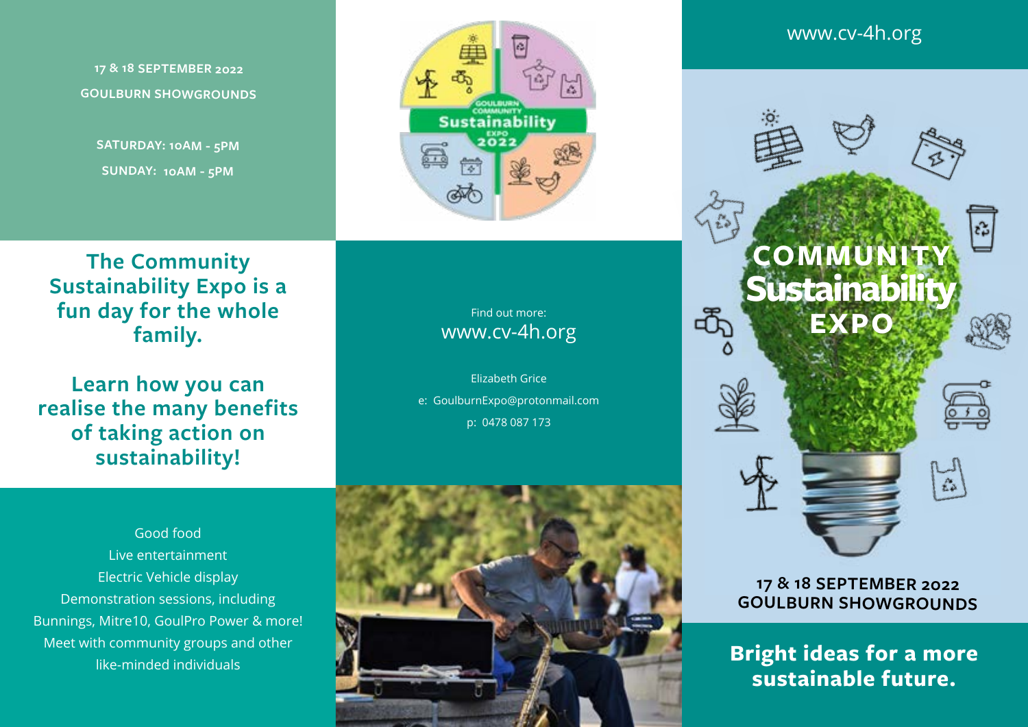17 & 18 SEPTEMBER 2022

GOULBURN SHOWGROUNDS

SATURDAY: 10AM - 5PM

SUNDAY: 10AM - 5PM

## The Community Sustainability Expo is a fun day for the whole family.

## Learn how you can realise the many benefits of taking action on sustainability!

Good food
Live entertainment
Electric Vehicle display
Demonstration sessions, including Bunnings, Mitre10, GoulPro Power & more!
Meet with community groups and other like-minded individuals

GOULBURN COMMUNITY Sustainability EXPO 2022

Find out more:
www.cv-4h.org

Elizabeth Grice
e: GoulburnExpo@protonmail.com
p: 0478 087 173

www.cv-4h.org

# COMMUNITY Sustainability EXPO

**17 & 18 SEPTEMBER 2022**
**GOULBURN SHOWGROUNDS**

## Bright ideas for a more sustainable future.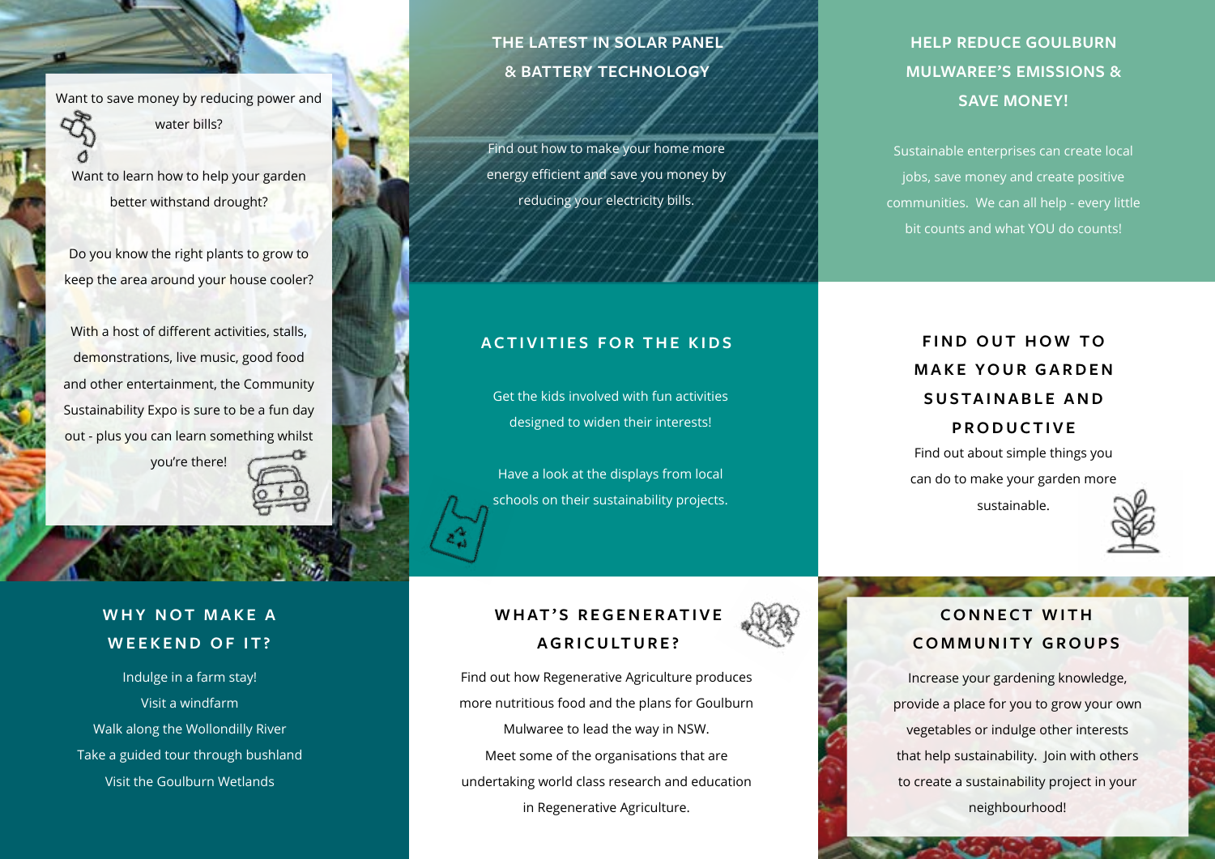Want to save money by reducing power and water bills?

Want to learn how to help your garden better withstand drought?

Do you know the right plants to grow to keep the area around your house cooler?

With a host of different activities, stalls, demonstrations, live music, good food and other entertainment, the Community Sustainability Expo is sure to be a fun day out - plus you can learn something whilst you're there!

## THE LATEST IN SOLAR PANEL & BATTERY TECHNOLOGY

Find out how to make your home more energy efficient and save you money by reducing your electricity bills.

## HELP REDUCE GOULBURN MULWAREE'S EMISSIONS & SAVE MONEY!

Sustainable enterprises can create local jobs, save money and create positive communities. We can all help - every little bit counts and what YOU do counts!

## ACTIVITIES FOR THE KIDS

Get the kids involved with fun activities designed to widen their interests!

Have a look at the displays from local schools on their sustainability projects.

## FIND OUT HOW TO MAKE YOUR GARDEN SUSTAINABLE AND PRODUCTIVE

Find out about simple things you can do to make your garden more sustainable.

## WHY NOT MAKE A WEEKEND OF IT?

Indulge in a farm stay!
Visit a windfarm
Walk along the Wollondilly River
Take a guided tour through bushland
Visit the Goulburn Wetlands

## WHAT'S REGENERATIVE AGRICULTURE?

Find out how Regenerative Agriculture produces more nutritious food and the plans for Goulburn Mulwaree to lead the way in NSW.
Meet some of the organisations that are undertaking world class research and education in Regenerative Agriculture.

## CONNECT WITH COMMUNITY GROUPS

Increase your gardening knowledge, provide a place for you to grow your own vegetables or indulge other interests that help sustainability. Join with others to create a sustainability project in your neighbourhood!